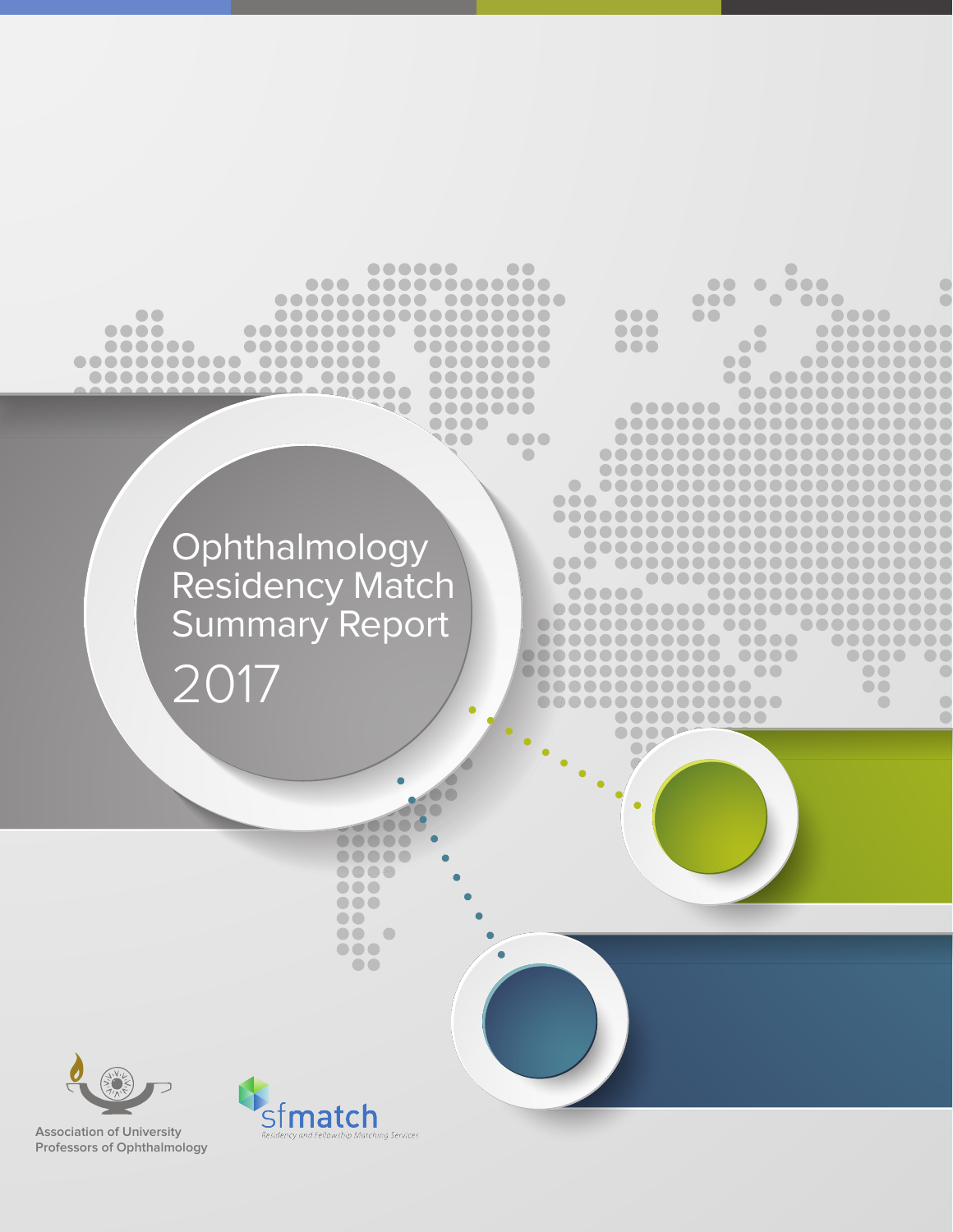# Ophthalmology Residency Match Summary Report 2017

Association of University Professors of Ophthalmology

sfmatch

Residency and Fellowship Matching Services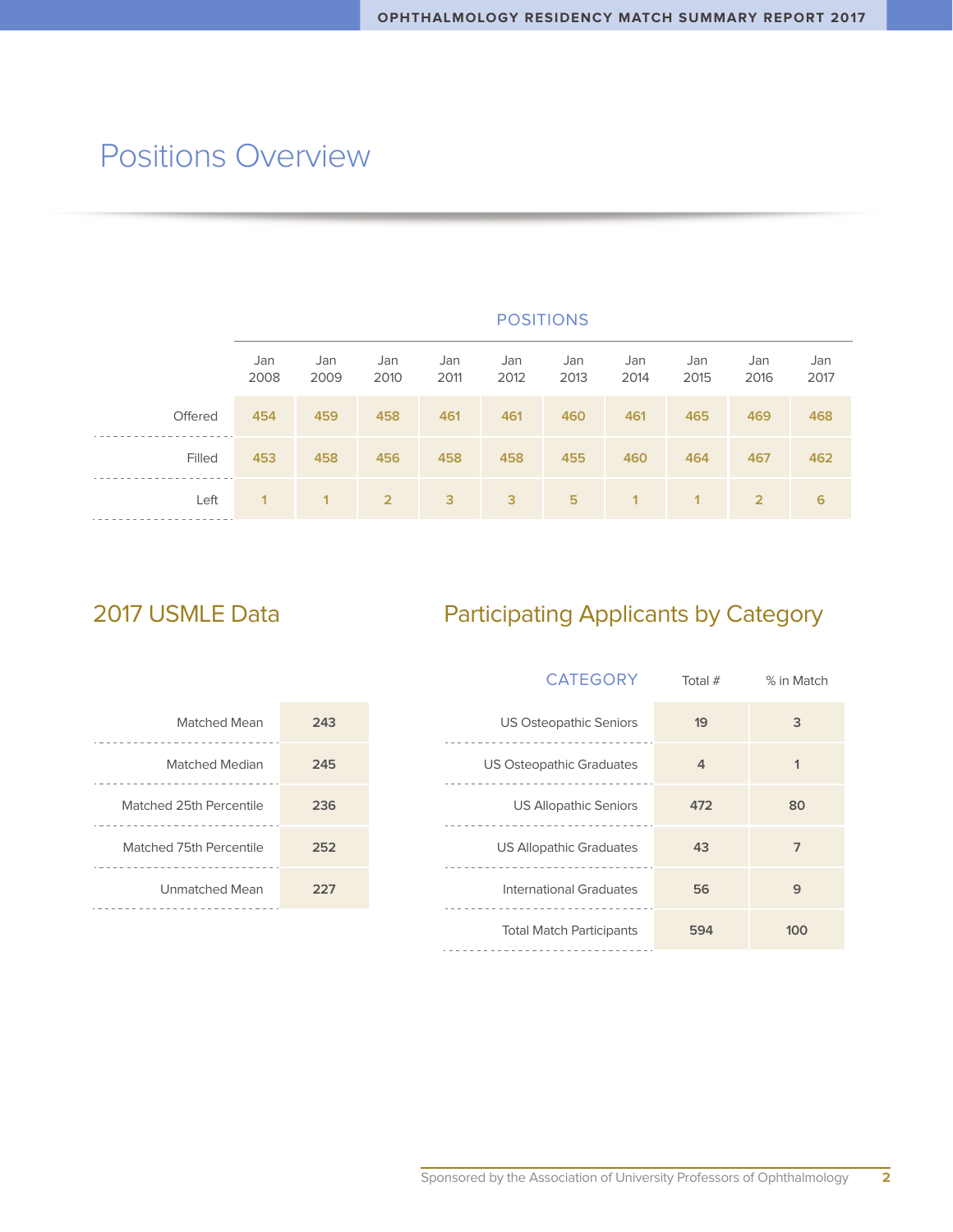# Positions Overview

| | POSITIONS | | | | | | | | | |
|---|---|---|---|---|---|---|---|---|---|---|
| | Jan 2008 | Jan 2009 | Jan 2010 | Jan 2011 | Jan 2012 | Jan 2013 | Jan 2014 | Jan 2015 | Jan 2016 | Jan 2017 |
| Offered | 454 | 459 | 458 | 461 | 461 | 460 | 461 | 465 | 469 | 468 |
| Filled | 453 | 458 | 456 | 458 | 458 | 455 | 460 | 464 | 467 | 462 |
| Left | 1 | 1 | 2 | 3 | 3 | 5 | 1 | 1 | 2 | 6 |

## 2017 USMLE Data

| | |
|---|---|
| Matched Mean | 243 |
| Matched Median | 245 |
| Matched 25th Percentile | 236 |
| Matched 75th Percentile | 252 |
| Unmatched Mean | 227 |

## Participating Applicants by Category

| CATEGORY | Total # | % in Match |
|---|---|---|
| US Osteopathic Seniors | 19 | 3 |
| US Osteopathic Graduates | 4 | 1 |
| US Allopathic Seniors | 472 | 80 |
| US Allopathic Graduates | 43 | 7 |
| International Graduates | 56 | 9 |
| Total Match Participants | 594 | 100 |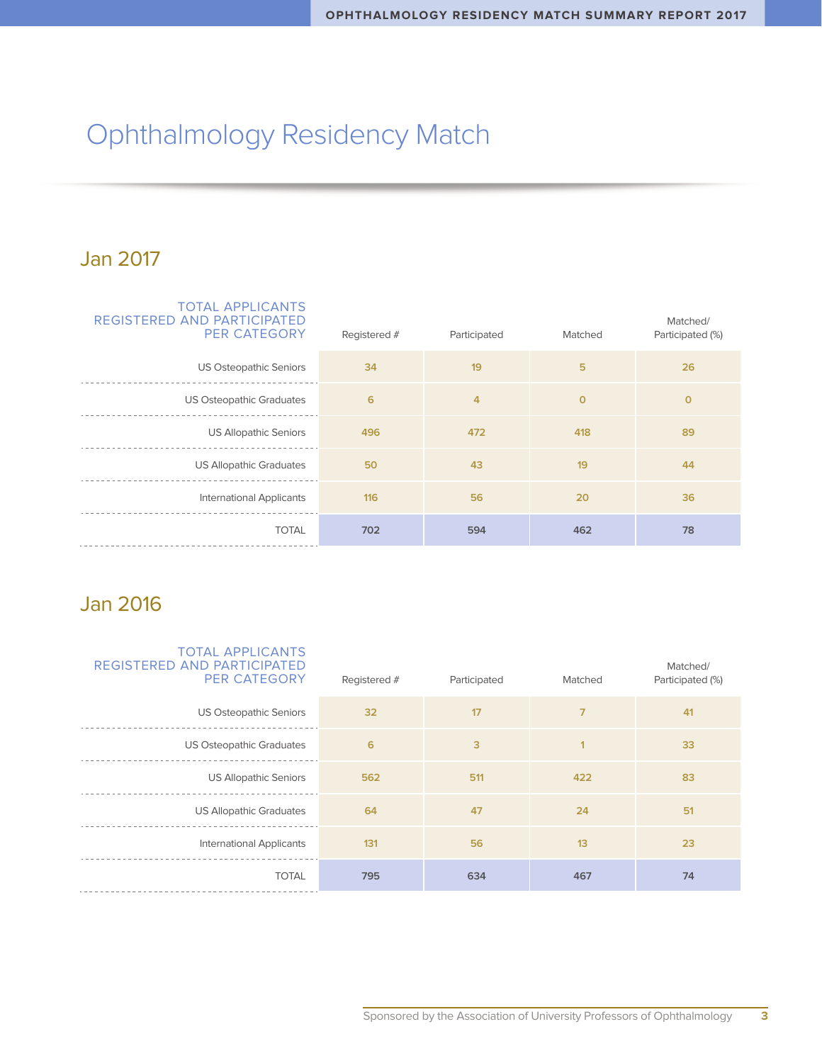# Ophthalmology Residency Match

## Jan 2017

| TOTAL APPLICANTS REGISTERED AND PARTICIPATED PER CATEGORY | Registered # | Participated | Matched | Matched/ Participated (%) |
|---|---|---|---|---|
| US Osteopathic Seniors | 34 | 19 | 5 | 26 |
| US Osteopathic Graduates | 6 | 4 | 0 | 0 |
| US Allopathic Seniors | 496 | 472 | 418 | 89 |
| US Allopathic Graduates | 50 | 43 | 19 | 44 |
| International Applicants | 116 | 56 | 20 | 36 |
| TOTAL | 702 | 594 | 462 | 78 |

## Jan 2016

| TOTAL APPLICANTS REGISTERED AND PARTICIPATED PER CATEGORY | Registered # | Participated | Matched | Matched/ Participated (%) |
|---|---|---|---|---|
| US Osteopathic Seniors | 32 | 17 | 7 | 41 |
| US Osteopathic Graduates | 6 | 3 | 1 | 33 |
| US Allopathic Seniors | 562 | 511 | 422 | 83 |
| US Allopathic Graduates | 64 | 47 | 24 | 51 |
| International Applicants | 131 | 56 | 13 | 23 |
| TOTAL | 795 | 634 | 467 | 74 |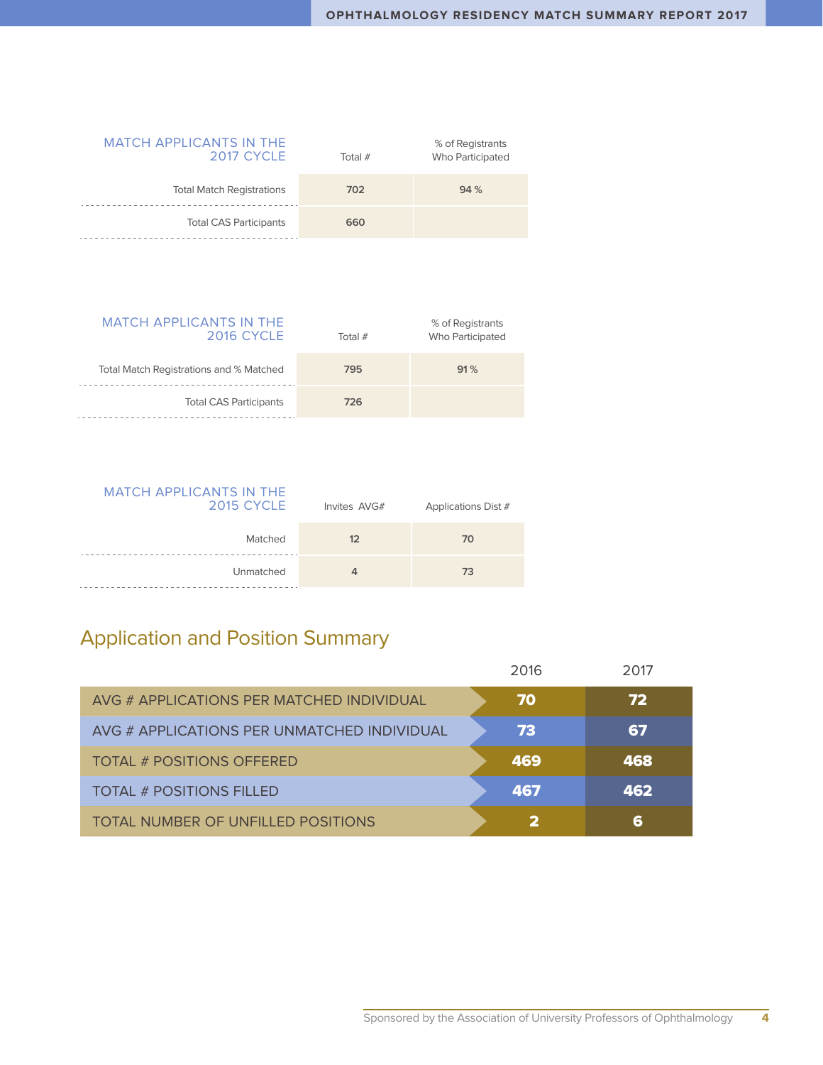| MATCH APPLICANTS IN THE 2017 CYCLE | Total # | % of Registrants Who Participated |
|---|---|---|
| Total Match Registrations | 702 | 94 % |
| Total CAS Participants | 660 | |

| MATCH APPLICANTS IN THE 2016 CYCLE | Total # | % of Registrants Who Participated |
|---|---|---|
| Total Match Registrations and % Matched | 795 | 91 % |
| Total CAS Participants | 726 | |

| MATCH APPLICANTS IN THE 2015 CYCLE | Invites AVG# | Applications Dist # |
|---|---|---|
| Matched | 12 | 70 |
| Unmatched | 4 | 73 |

## Application and Position Summary

| | 2016 | 2017 |
|---|---|---|
| AVG # APPLICATIONS PER MATCHED INDIVIDUAL | 70 | 72 |
| AVG # APPLICATIONS PER UNMATCHED INDIVIDUAL | 73 | 67 |
| TOTAL # POSITIONS OFFERED | 469 | 468 |
| TOTAL # POSITIONS FILLED | 467 | 462 |
| TOTAL NUMBER OF UNFILLED POSITIONS | 2 | 6 |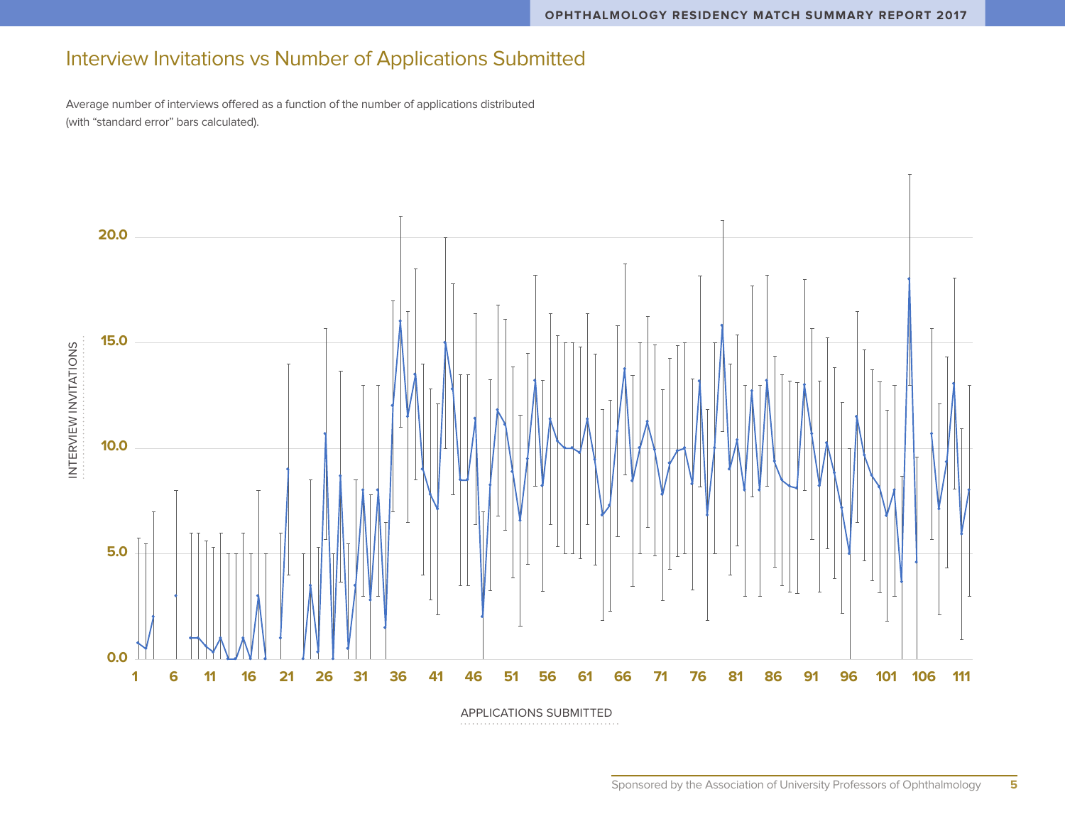## Interview Invitations vs Number of Applications Submitted

Average number of interviews offered as a function of the number of applications distributed (with "standard error" bars calculated).

INTERVIEW INVITATIONS

20.0
15.0
10.0
5.0
0.0

1 6 11 16 21 26 31 36 41 46 51 56 61 66 71 76 81 86 91 96 101 106 111

APPLICATIONS SUBMITTED

Sponsored by the Association of University Professors of Ophthalmology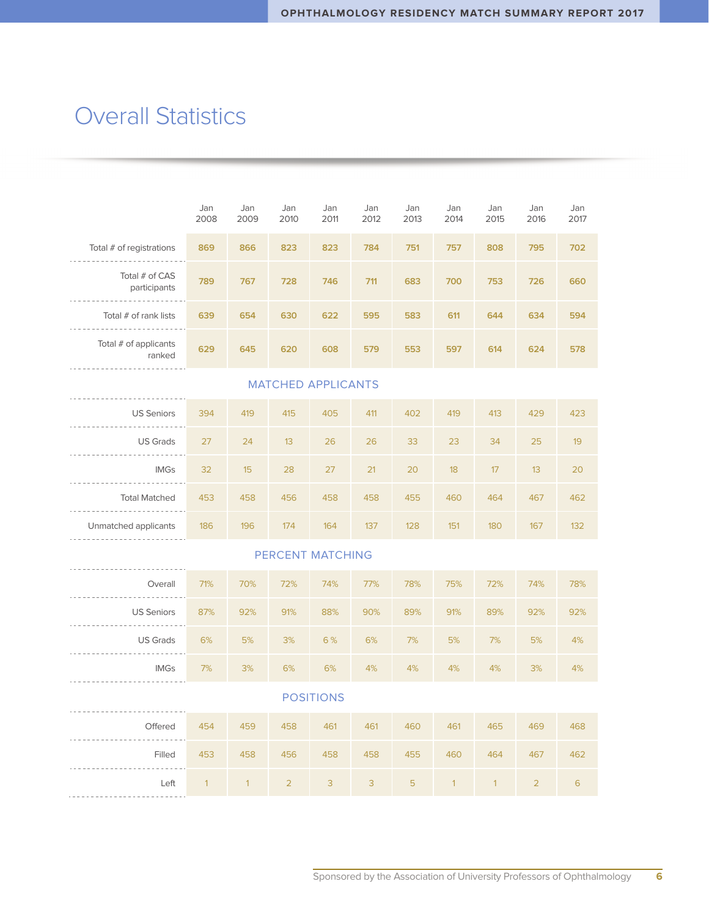# Overall Statistics

| | Jan 2008 | Jan 2009 | Jan 2010 | Jan 2011 | Jan 2012 | Jan 2013 | Jan 2014 | Jan 2015 | Jan 2016 | Jan 2017 |
|---|---|---|---|---|---|---|---|---|---|---|
| Total # of registrations | **869** | **866** | **823** | **823** | **784** | **751** | **757** | **808** | **795** | **702** |
| Total # of CAS participants | **789** | **767** | **728** | **746** | **711** | **683** | **700** | **753** | **726** | **660** |
| Total # of rank lists | **639** | **654** | **630** | **622** | **595** | **583** | **611** | **644** | **634** | **594** |
| Total # of applicants ranked | **629** | **645** | **620** | **608** | **579** | **553** | **597** | **614** | **624** | **578** |
| **MATCHED APPLICANTS** | | | | | | | | | | |
| US Seniors | 394 | 419 | 415 | 405 | 411 | 402 | 419 | 413 | 429 | 423 |
| US Grads | 27 | 24 | 13 | 26 | 26 | 33 | 23 | 34 | 25 | 19 |
| IMGs | 32 | 15 | 28 | 27 | 21 | 20 | 18 | 17 | 13 | 20 |
| Total Matched | 453 | 458 | 456 | 458 | 458 | 455 | 460 | 464 | 467 | 462 |
| Unmatched applicants | 186 | 196 | 174 | 164 | 137 | 128 | 151 | 180 | 167 | 132 |
| **PERCENT MATCHING** | | | | | | | | | | |
| Overall | 71% | 70% | 72% | 74% | 77% | 78% | 75% | 72% | 74% | 78% |
| US Seniors | 87% | 92% | 91% | 88% | 90% | 89% | 91% | 89% | 92% | 92% |
| US Grads | 6% | 5% | 3% | 6 % | 6% | 7% | 5% | 7% | 5% | 4% |
| IMGs | 7% | 3% | 6% | 6% | 4% | 4% | 4% | 4% | 3% | 4% |
| **POSITIONS** | | | | | | | | | | |
| Offered | 454 | 459 | 458 | 461 | 461 | 460 | 461 | 465 | 469 | 468 |
| Filled | 453 | 458 | 456 | 458 | 458 | 455 | 460 | 464 | 467 | 462 |
| Left | 1 | 1 | 2 | 3 | 3 | 5 | 1 | 1 | 2 | 6 |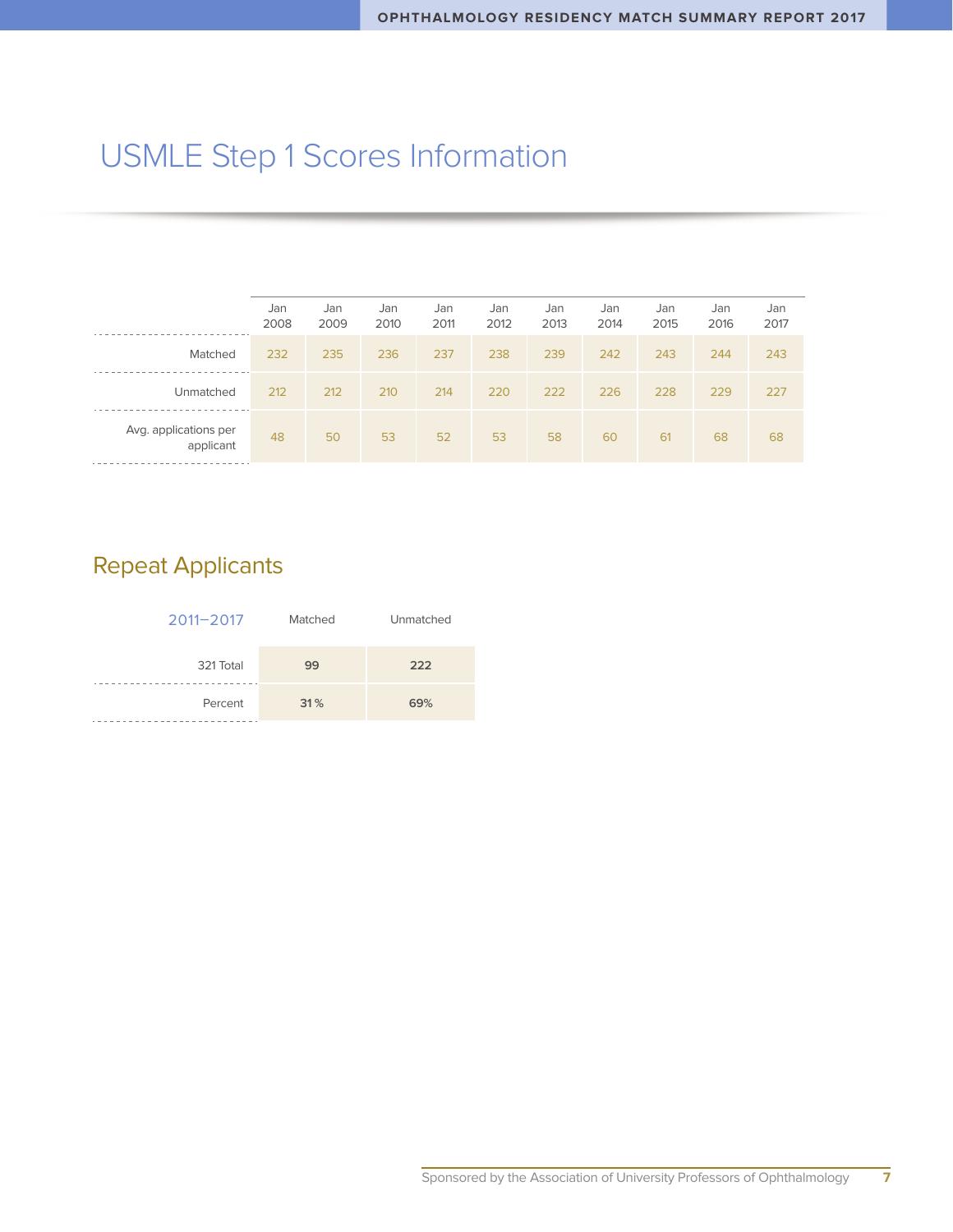# USMLE Step 1 Scores Information

| | Jan 2008 | Jan 2009 | Jan 2010 | Jan 2011 | Jan 2012 | Jan 2013 | Jan 2014 | Jan 2015 | Jan 2016 | Jan 2017 |
|---|---|---|---|---|---|---|---|---|---|---|
| Matched | 232 | 235 | 236 | 237 | 238 | 239 | 242 | 243 | 244 | 243 |
| Unmatched | 212 | 212 | 210 | 214 | 220 | 222 | 226 | 228 | 229 | 227 |
| Avg. applications per applicant | 48 | 50 | 53 | 52 | 53 | 58 | 60 | 61 | 68 | 68 |

## Repeat Applicants

| 2011–2017 | Matched | Unmatched |
|---|---|---|
| 321 Total | **99** | **222** |
| Percent | **31%** | **69%** |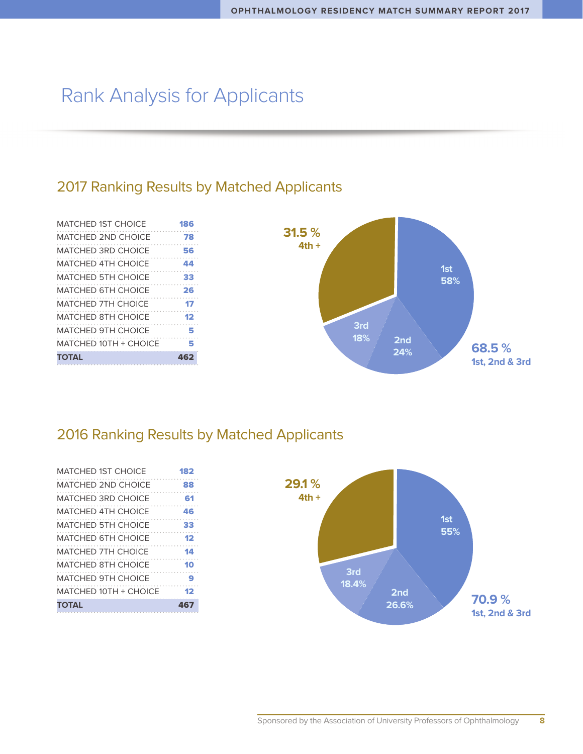# Rank Analysis for Applicants

## 2017 Ranking Results by Matched Applicants

| | |
|---|---|
| MATCHED 1ST CHOICE | 186 |
| MATCHED 2ND CHOICE | 78 |
| MATCHED 3RD CHOICE | 56 |
| MATCHED 4TH CHOICE | 44 |
| MATCHED 5TH CHOICE | 33 |
| MATCHED 6TH CHOICE | 26 |
| MATCHED 7TH CHOICE | 17 |
| MATCHED 8TH CHOICE | 12 |
| MATCHED 9TH CHOICE | 5 |
| MATCHED 10TH + CHOICE | 5 |
| **TOTAL** | **462** |

31.5 % 4th +

1st 58%

2nd 24%

3rd 18%

68.5 % 1st, 2nd & 3rd

## 2016 Ranking Results by Matched Applicants

| | |
|---|---|
| MATCHED 1ST CHOICE | 182 |
| MATCHED 2ND CHOICE | 88 |
| MATCHED 3RD CHOICE | 61 |
| MATCHED 4TH CHOICE | 46 |
| MATCHED 5TH CHOICE | 33 |
| MATCHED 6TH CHOICE | 12 |
| MATCHED 7TH CHOICE | 14 |
| MATCHED 8TH CHOICE | 10 |
| MATCHED 9TH CHOICE | 9 |
| MATCHED 10TH + CHOICE | 12 |
| **TOTAL** | **467** |

29.1 % 4th +

1st 55%

2nd 26.6%

3rd 18.4%

70.9 % 1st, 2nd & 3rd

Sponsored by the Association of University Professors of Ophthalmology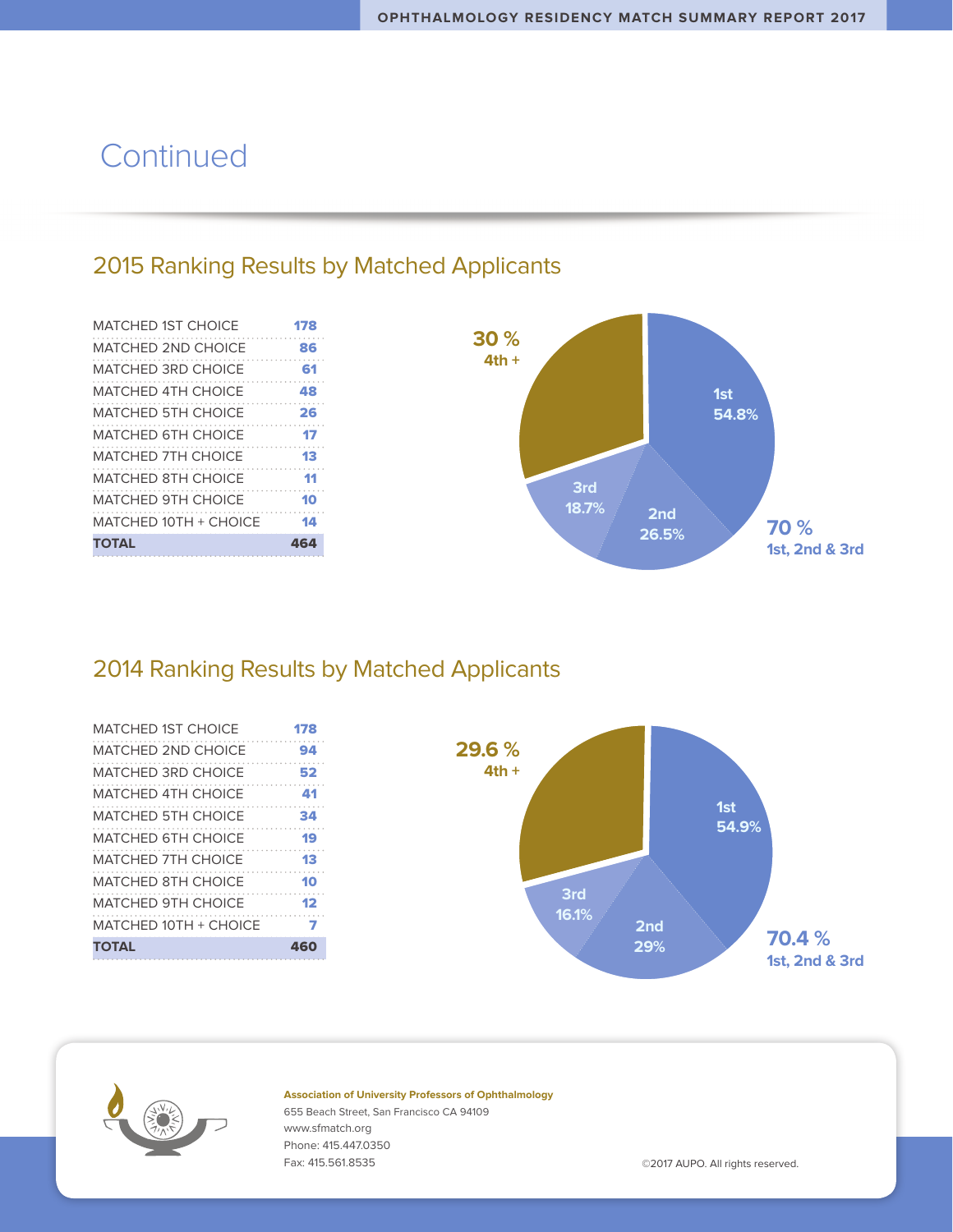# Continued

## 2015 Ranking Results by Matched Applicants

| | |
|---|---|
| MATCHED 1ST CHOICE | 178 |
| MATCHED 2ND CHOICE | 86 |
| MATCHED 3RD CHOICE | 61 |
| MATCHED 4TH CHOICE | 48 |
| MATCHED 5TH CHOICE | 26 |
| MATCHED 6TH CHOICE | 17 |
| MATCHED 7TH CHOICE | 13 |
| MATCHED 8TH CHOICE | 11 |
| MATCHED 9TH CHOICE | 10 |
| MATCHED 10TH + CHOICE | 14 |
| **TOTAL** | **464** |

30 %
4th +

1st
54.8%

3rd
18.7%

2nd
26.5%

70 %
1st, 2nd & 3rd

## 2014 Ranking Results by Matched Applicants

| | |
|---|---|
| MATCHED 1ST CHOICE | 178 |
| MATCHED 2ND CHOICE | 94 |
| MATCHED 3RD CHOICE | 52 |
| MATCHED 4TH CHOICE | 41 |
| MATCHED 5TH CHOICE | 34 |
| MATCHED 6TH CHOICE | 19 |
| MATCHED 7TH CHOICE | 13 |
| MATCHED 8TH CHOICE | 10 |
| MATCHED 9TH CHOICE | 12 |
| MATCHED 10TH + CHOICE | 7 |
| **TOTAL** | **460** |

29.6 %
4th +

1st
54.9%

3rd
16.1%

2nd
29%

70.4 %
1st, 2nd & 3rd

**Association of University Professors of Ophthalmology**
655 Beach Street, San Francisco CA 94109
www.sfmatch.org
Phone: 415.447.0350
Fax: 415.561.8535

©2017 AUPO. All rights reserved.